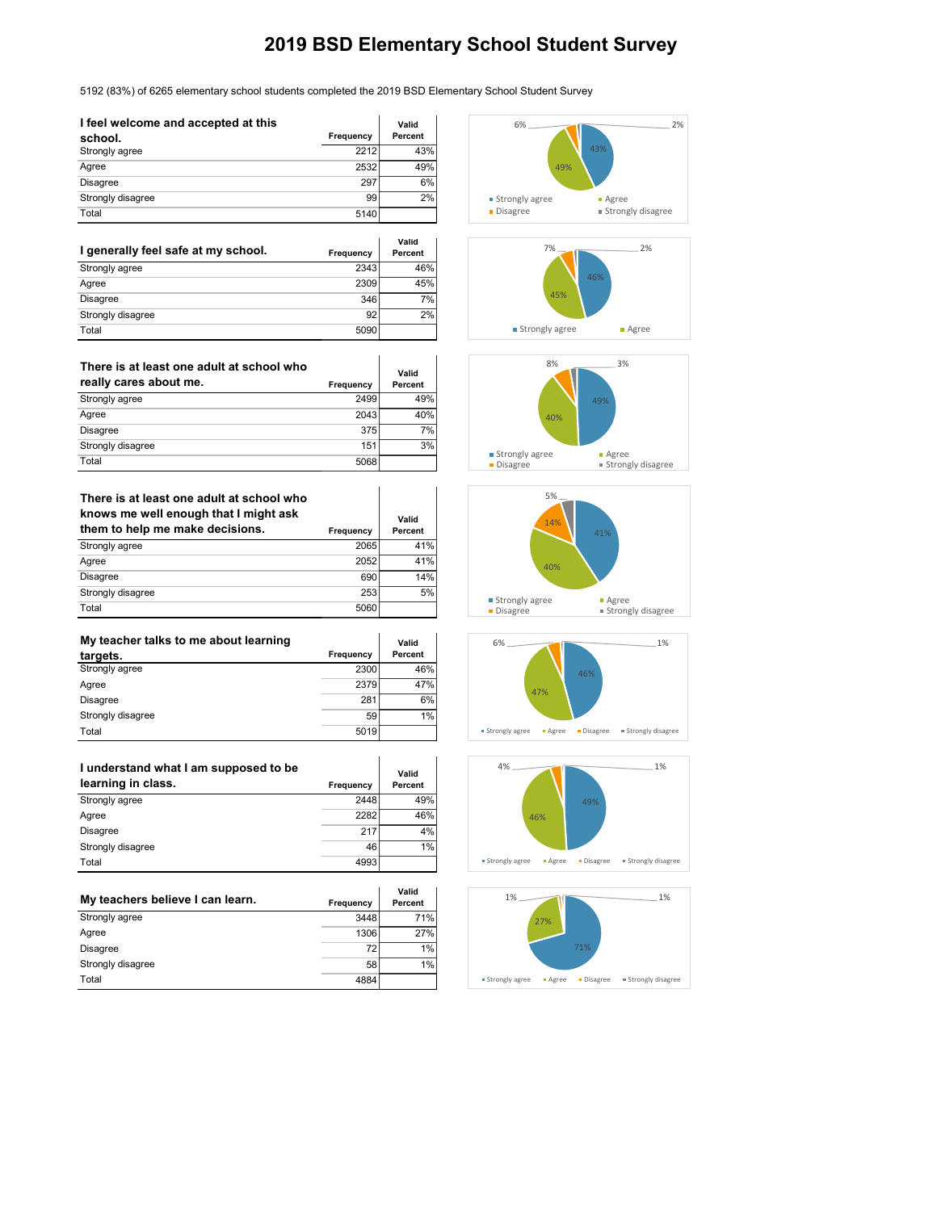# 2019 BSD Elementary School Student Survey

5192 (83%) of 6265 elementary school students completed the 2019 BSD Elementary School Student Survey

| I feel welcome and accepted at this school. | Frequency | Valid Percent |
|---|---|---|
| Strongly agree | 2212 | 43% |
| Agree | 2532 | 49% |
| Disagree | 297 | 6% |
| Strongly disagree | 99 | 2% |
| Total | 5140 | |

| I generally feel safe at my school. | Frequency | Valid Percent |
|---|---|---|
| Strongly agree | 2343 | 46% |
| Agree | 2309 | 45% |
| Disagree | 346 | 7% |
| Strongly disagree | 92 | 2% |
| Total | 5090 | |

| There is at least one adult at school who really cares about me. | Frequency | Valid Percent |
|---|---|---|
| Strongly agree | 2499 | 49% |
| Agree | 2043 | 40% |
| Disagree | 375 | 7% |
| Strongly disagree | 151 | 3% |
| Total | 5068 | |

| There is at least one adult at school who knows me well enough that I might ask them to help me make decisions. | Frequency | Valid Percent |
|---|---|---|
| Strongly agree | 2065 | 41% |
| Agree | 2052 | 41% |
| Disagree | 690 | 14% |
| Strongly disagree | 253 | 5% |
| Total | 5060 | |

| My teacher talks to me about learning targets. | Frequency | Valid Percent |
|---|---|---|
| Strongly agree | 2300 | 46% |
| Agree | 2379 | 47% |
| Disagree | 281 | 6% |
| Strongly disagree | 59 | 1% |
| Total | 5019 | |

| I understand what I am supposed to be learning in class. | Frequency | Valid Percent |
|---|---|---|
| Strongly agree | 2448 | 49% |
| Agree | 2282 | 46% |
| Disagree | 217 | 4% |
| Strongly disagree | 46 | 1% |
| Total | 4993 | |

| My teachers believe I can learn. | Frequency | Valid Percent |
|---|---|---|
| Strongly agree | 3448 | 71% |
| Agree | 1306 | 27% |
| Disagree | 72 | 1% |
| Strongly disagree | 58 | 1% |
| Total | 4884 | |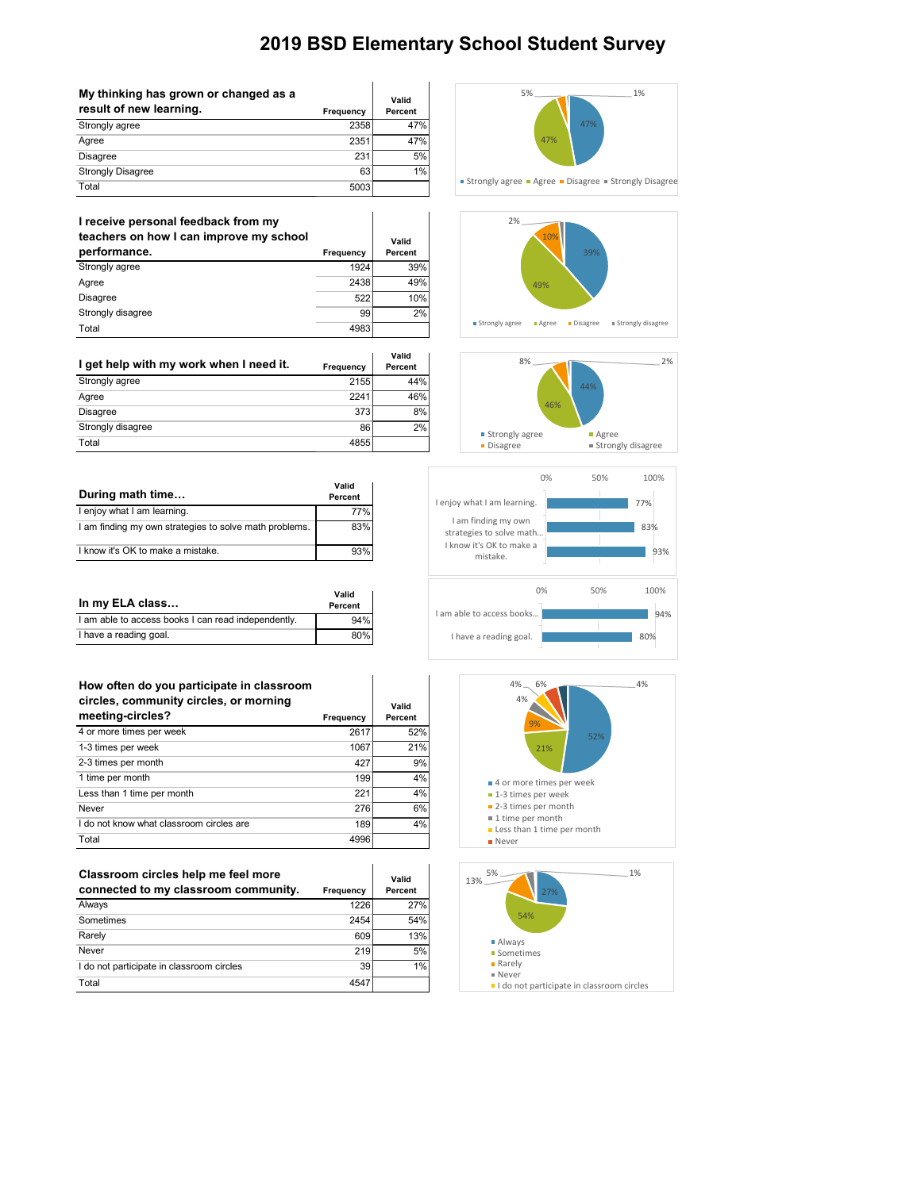# 2019 BSD Elementary School Student Survey

| My thinking has grown or changed as a result of new learning. | Frequency | Valid Percent |
|---|---|---|
| Strongly agree | 2358 | 47% |
| Agree | 2351 | 47% |
| Disagree | 231 | 5% |
| Strongly Disagree | 63 | 1% |
| Total | 5003 | |

| I receive personal feedback from my teachers on how I can improve my school performance. | Frequency | Valid Percent |
|---|---|---|
| Strongly agree | 1924 | 39% |
| Agree | 2438 | 49% |
| Disagree | 522 | 10% |
| Strongly disagree | 99 | 2% |
| Total | 4983 | |

| I get help with my work when I need it. | Frequency | Valid Percent |
|---|---|---|
| Strongly agree | 2155 | 44% |
| Agree | 2241 | 46% |
| Disagree | 373 | 8% |
| Strongly disagree | 86 | 2% |
| Total | 4855 | |

| During math time… | Valid Percent |
|---|---|
| I enjoy what I am learning. | 77% |
| I am finding my own strategies to solve math problems. | 83% |
| I know it's OK to make a mistake. | 93% |

| In my ELA class… | Valid Percent |
|---|---|
| I am able to access books I can read independently. | 94% |
| I have a reading goal. | 80% |

| How often do you participate in classroom circles, community circles, or morning meeting-circles? | Frequency | Valid Percent |
|---|---|---|
| 4 or more times per week | 2617 | 52% |
| 1-3 times per week | 1067 | 21% |
| 2-3 times per month | 427 | 9% |
| 1 time per month | 199 | 4% |
| Less than 1 time per month | 221 | 4% |
| Never | 276 | 6% |
| I do not know what classroom circles are | 189 | 4% |
| Total | 4996 | |

| Classroom circles help me feel more connected to my classroom community. | Frequency | Valid Percent |
|---|---|---|
| Always | 1226 | 27% |
| Sometimes | 2454 | 54% |
| Rarely | 609 | 13% |
| Never | 219 | 5% |
| I do not participate in classroom circles | 39 | 1% |
| Total | 4547 | |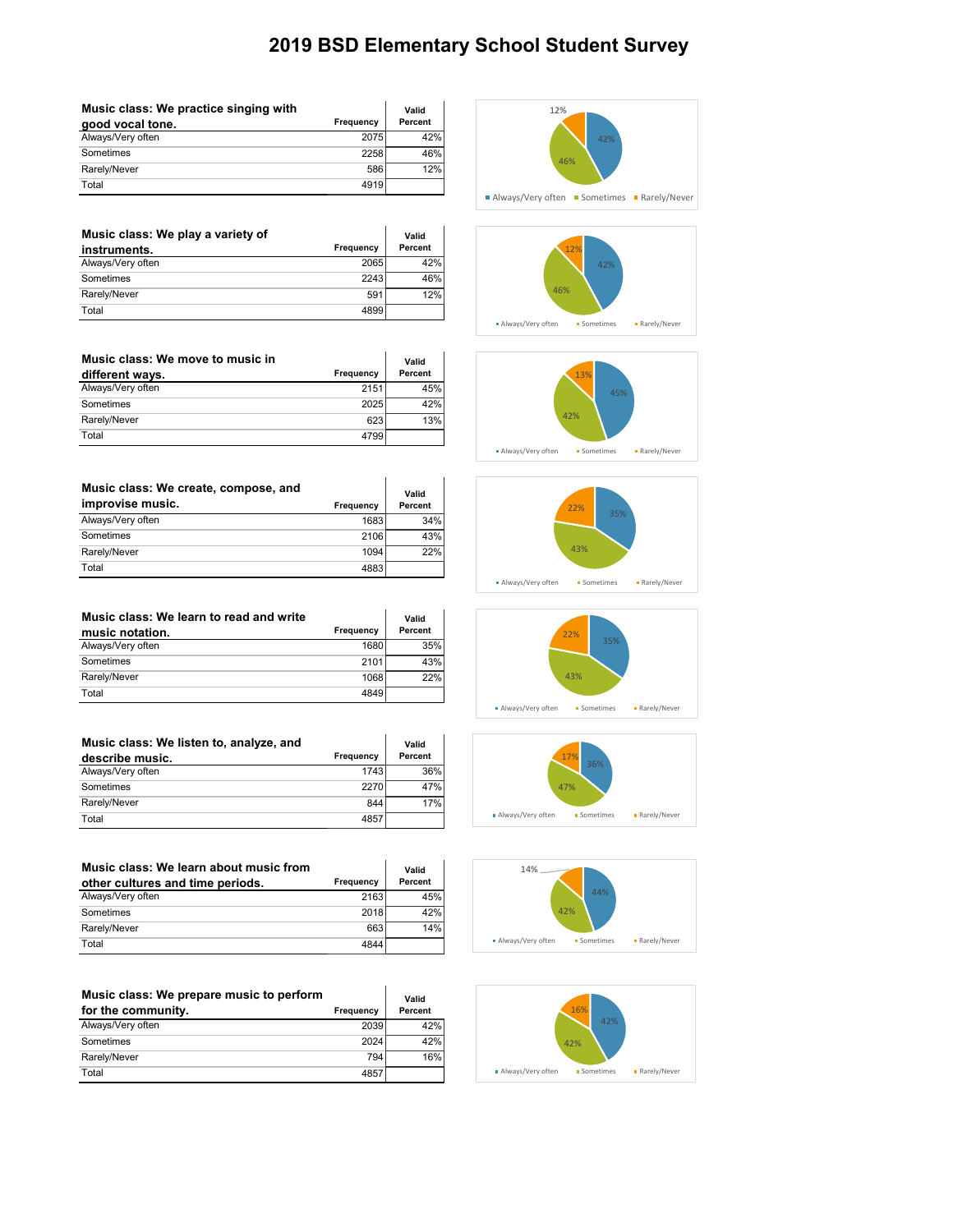# 2019 BSD Elementary School Student Survey

| Music class: We practice singing with good vocal tone. | Frequency | Valid Percent |
|---|---|---|
| Always/Very often | 2075 | 42% |
| Sometimes | 2258 | 46% |
| Rarely/Never | 586 | 12% |
| Total | 4919 | |

| Music class: We play a variety of instruments. | Frequency | Valid Percent |
|---|---|---|
| Always/Very often | 2065 | 42% |
| Sometimes | 2243 | 46% |
| Rarely/Never | 591 | 12% |
| Total | 4899 | |

| Music class: We move to music in different ways. | Frequency | Valid Percent |
|---|---|---|
| Always/Very often | 2151 | 45% |
| Sometimes | 2025 | 42% |
| Rarely/Never | 623 | 13% |
| Total | 4799 | |

| Music class: We create, compose, and improvise music. | Frequency | Valid Percent |
|---|---|---|
| Always/Very often | 1683 | 34% |
| Sometimes | 2106 | 43% |
| Rarely/Never | 1094 | 22% |
| Total | 4883 | |

| Music class: We learn to read and write music notation. | Frequency | Valid Percent |
|---|---|---|
| Always/Very often | 1680 | 35% |
| Sometimes | 2101 | 43% |
| Rarely/Never | 1068 | 22% |
| Total | 4849 | |

| Music class: We listen to, analyze, and describe music. | Frequency | Valid Percent |
|---|---|---|
| Always/Very often | 1743 | 36% |
| Sometimes | 2270 | 47% |
| Rarely/Never | 844 | 17% |
| Total | 4857 | |

| Music class: We learn about music from other cultures and time periods. | Frequency | Valid Percent |
|---|---|---|
| Always/Very often | 2163 | 45% |
| Sometimes | 2018 | 42% |
| Rarely/Never | 663 | 14% |
| Total | 4844 | |

| Music class: We prepare music to perform for the community. | Frequency | Valid Percent |
|---|---|---|
| Always/Very often | 2039 | 42% |
| Sometimes | 2024 | 42% |
| Rarely/Never | 794 | 16% |
| Total | 4857 | |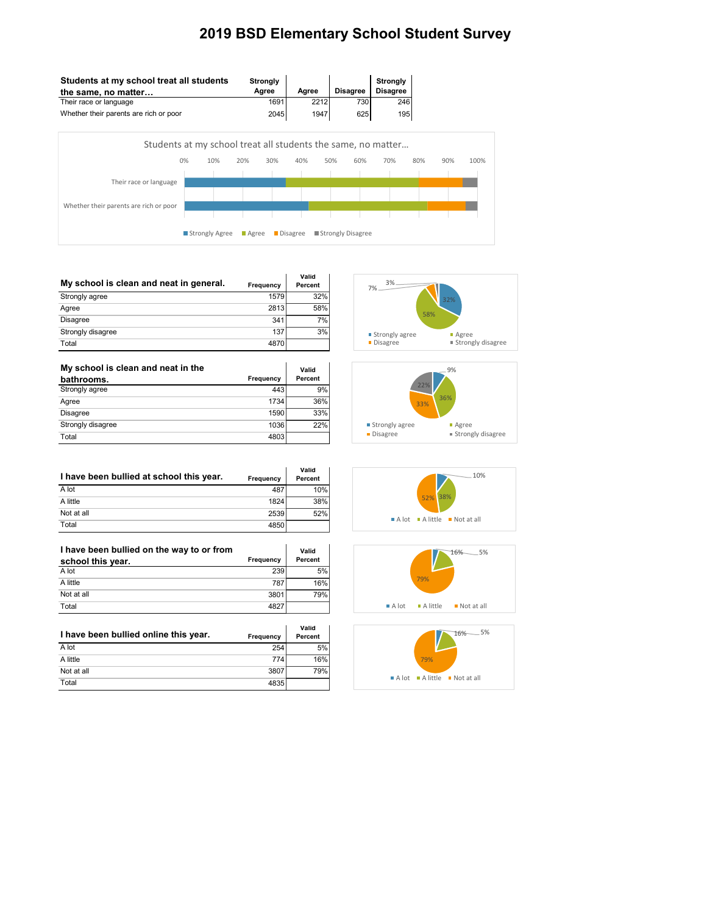# 2019 BSD Elementary School Student Survey

| Students at my school treat all students the same, no matter… | Strongly Agree | Agree | Disagree | Strongly Disagree |
|---|---|---|---|---|
| Their race or language | 1691 | 2212 | 730 | 246 |
| Whether their parents are rich or poor | 2045 | 1947 | 625 | 195 |

| My school is clean and neat in general. | Frequency | Valid Percent |
|---|---|---|
| Strongly agree | 1579 | 32% |
| Agree | 2813 | 58% |
| Disagree | 341 | 7% |
| Strongly disagree | 137 | 3% |
| Total | 4870 | |

| My school is clean and neat in the bathrooms. | Frequency | Valid Percent |
|---|---|---|
| Strongly agree | 443 | 9% |
| Agree | 1734 | 36% |
| Disagree | 1590 | 33% |
| Strongly disagree | 1036 | 22% |
| Total | 4803 | |

| I have been bullied at school this year. | Frequency | Valid Percent |
|---|---|---|
| A lot | 487 | 10% |
| A little | 1824 | 38% |
| Not at all | 2539 | 52% |
| Total | 4850 | |

| I have been bullied on the way to or from school this year. | Frequency | Valid Percent |
|---|---|---|
| A lot | 239 | 5% |
| A little | 787 | 16% |
| Not at all | 3801 | 79% |
| Total | 4827 | |

| I have been bullied online this year. | Frequency | Valid Percent |
|---|---|---|
| A lot | 254 | 5% |
| A little | 774 | 16% |
| Not at all | 3807 | 79% |
| Total | 4835 | |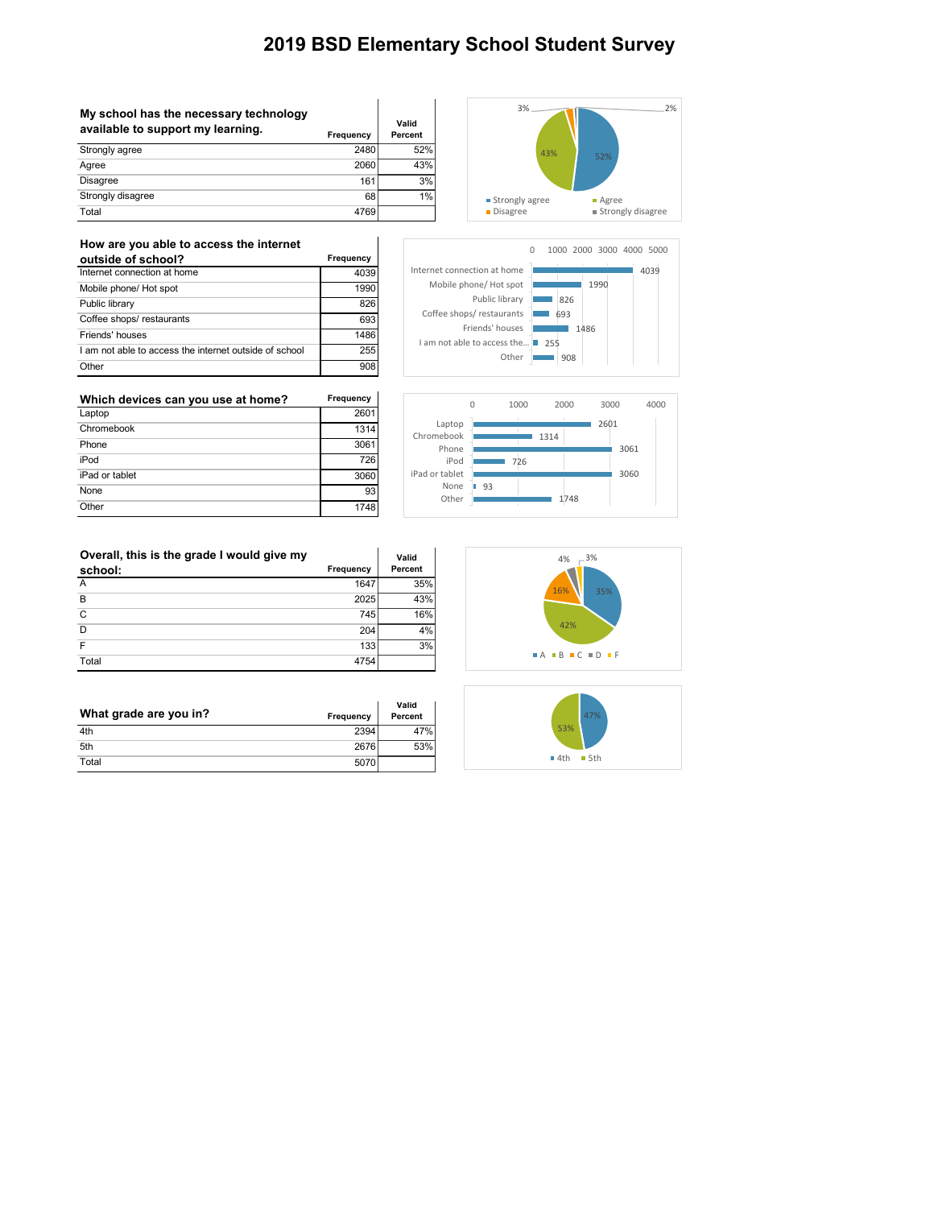# 2019 BSD Elementary School Student Survey

| My school has the necessary technology available to support my learning. | Frequency | Valid Percent |
|---|---|---|
| Strongly agree | 2480 | 52% |
| Agree | 2060 | 43% |
| Disagree | 161 | 3% |
| Strongly disagree | 68 | 1% |
| Total | 4769 | |

3%
2%
43%
52%
Strongly agree
Agree
Disagree
Strongly disagree

| How are you able to access the internet outside of school? | Frequency |
|---|---|
| Internet connection at home | 4039 |
| Mobile phone/ Hot spot | 1990 |
| Public library | 826 |
| Coffee shops/ restaurants | 693 |
| Friends' houses | 1486 |
| I am not able to access the internet outside of school | 255 |
| Other | 908 |

0 1000 2000 3000 4000 5000
Internet connection at home 4039
Mobile phone/ Hot spot 1990
Public library 826
Coffee shops/ restaurants 693
Friends' houses 1486
I am not able to access the... 255
Other 908

| Which devices can you use at home? | Frequency |
|---|---|
| Laptop | 2601 |
| Chromebook | 1314 |
| Phone | 3061 |
| iPod | 726 |
| iPad or tablet | 3060 |
| None | 93 |
| Other | 1748 |

0 1000 2000 3000 4000
Laptop 2601
Chromebook 1314
Phone 3061
iPod 726
iPad or tablet 3060
None 93
Other 1748

| Overall, this is the grade I would give my school: | Frequency | Valid Percent |
|---|---|---|
| A | 1647 | 35% |
| B | 2025 | 43% |
| C | 745 | 16% |
| D | 204 | 4% |
| F | 133 | 3% |
| Total | 4754 | |

4%
3%
16%
35%
42%
A B C D F

| What grade are you in? | Frequency | Valid Percent |
|---|---|---|
| 4th | 2394 | 47% |
| 5th | 2676 | 53% |
| Total | 5070 | |

47%
53%
4th 5th